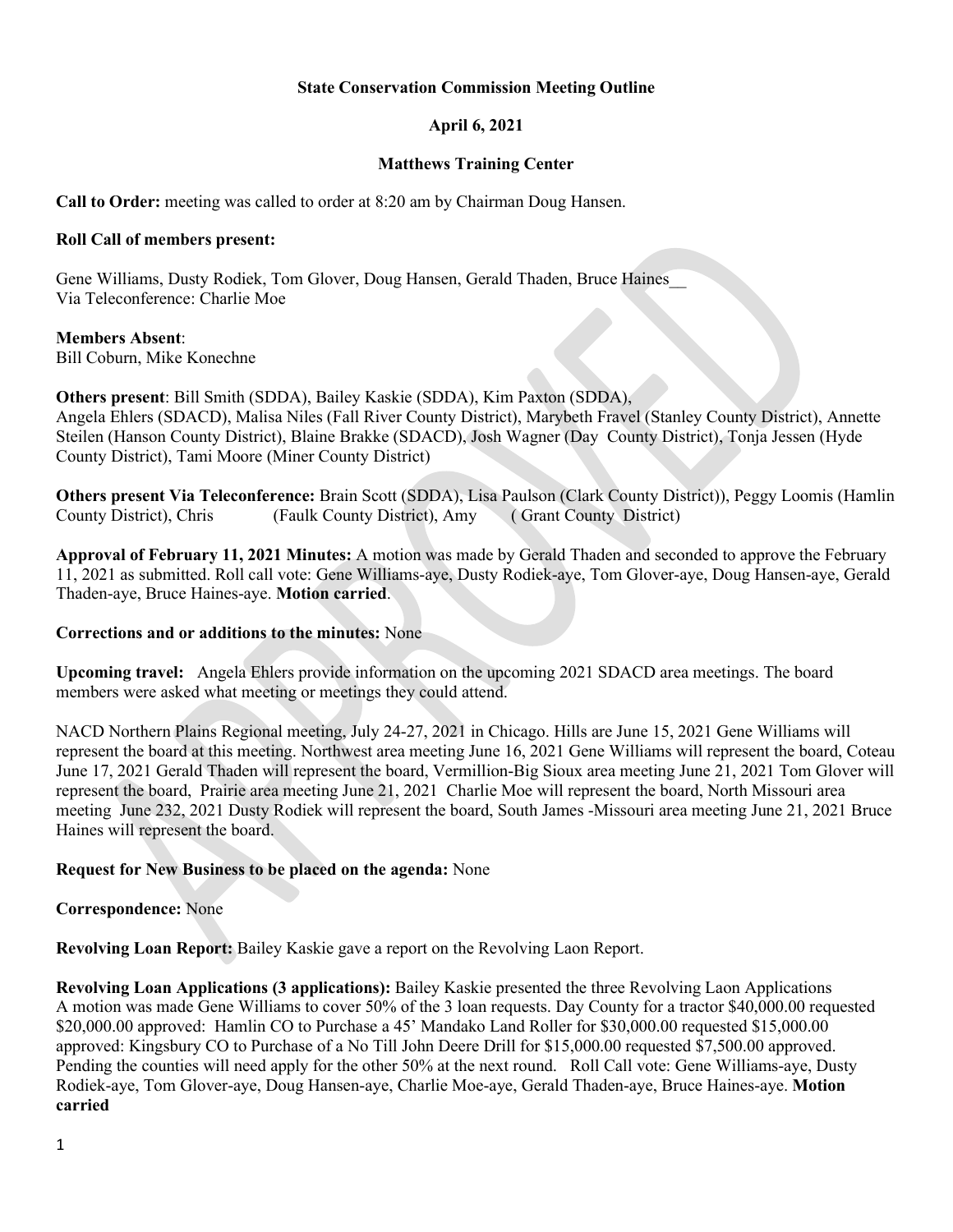**State Conservation Commission Meeting Outline**

**April 6, 2021**

**Matthews Training Center**

**Call to Order:** meeting was called to order at 8:20 am by Chairman Doug Hansen.

**Roll Call of members present:**

Gene Williams, Dusty Rodiek, Tom Glover, Doug Hansen, Gerald Thaden, Bruce Haines__
Via Teleconference: Charlie Moe

**Members Absent**:
Bill Coburn, Mike Konechne

**Others present**: Bill Smith (SDDA), Bailey Kaskie (SDDA), Kim Paxton (SDDA), Angela Ehlers (SDACD), Malisa Niles (Fall River County District), Marybeth Fravel (Stanley County District), Annette Steilen (Hanson County District), Blaine Brakke (SDACD), Josh Wagner (Day County District), Tonja Jessen (Hyde County District), Tami Moore (Miner County District)

**Others present Via Teleconference:** Brain Scott (SDDA), Lisa Paulson (Clark County District)), Peggy Loomis (Hamlin County District), Chris (Faulk County District), Amy ( Grant County District)

**Approval of February 11, 2021 Minutes:** A motion was made by Gerald Thaden and seconded to approve the February 11, 2021 as submitted. Roll call vote: Gene Williams-aye, Dusty Rodiek-aye, Tom Glover-aye, Doug Hansen-aye, Gerald Thaden-aye, Bruce Haines-aye. **Motion carried**.

**Corrections and or additions to the minutes:** None

**Upcoming travel:** Angela Ehlers provide information on the upcoming 2021 SDACD area meetings. The board members were asked what meeting or meetings they could attend.

NACD Northern Plains Regional meeting, July 24-27, 2021 in Chicago. Hills are June 15, 2021 Gene Williams will represent the board at this meeting. Northwest area meeting June 16, 2021 Gene Williams will represent the board, Coteau June 17, 2021 Gerald Thaden will represent the board, Vermillion-Big Sioux area meeting June 21, 2021 Tom Glover will represent the board, Prairie area meeting June 21, 2021 Charlie Moe will represent the board, North Missouri area meeting June 232, 2021 Dusty Rodiek will represent the board, South James -Missouri area meeting June 21, 2021 Bruce Haines will represent the board.

**Request for New Business to be placed on the agenda:** None

**Correspondence:** None

**Revolving Loan Report:** Bailey Kaskie gave a report on the Revolving Laon Report.

**Revolving Loan Applications (3 applications):** Bailey Kaskie presented the three Revolving Laon Applications
A motion was made Gene Williams to cover 50% of the 3 loan requests. Day County for a tractor $40,000.00 requested $20,000.00 approved: Hamlin CO to Purchase a 45' Mandako Land Roller for $30,000.00 requested $15,000.00 approved: Kingsbury CO to Purchase of a No Till John Deere Drill for $15,000.00 requested $7,500.00 approved. Pending the counties will need apply for the other 50% at the next round. Roll Call vote: Gene Williams-aye, Dusty Rodiek-aye, Tom Glover-aye, Doug Hansen-aye, Charlie Moe-aye, Gerald Thaden-aye, Bruce Haines-aye. **Motion carried**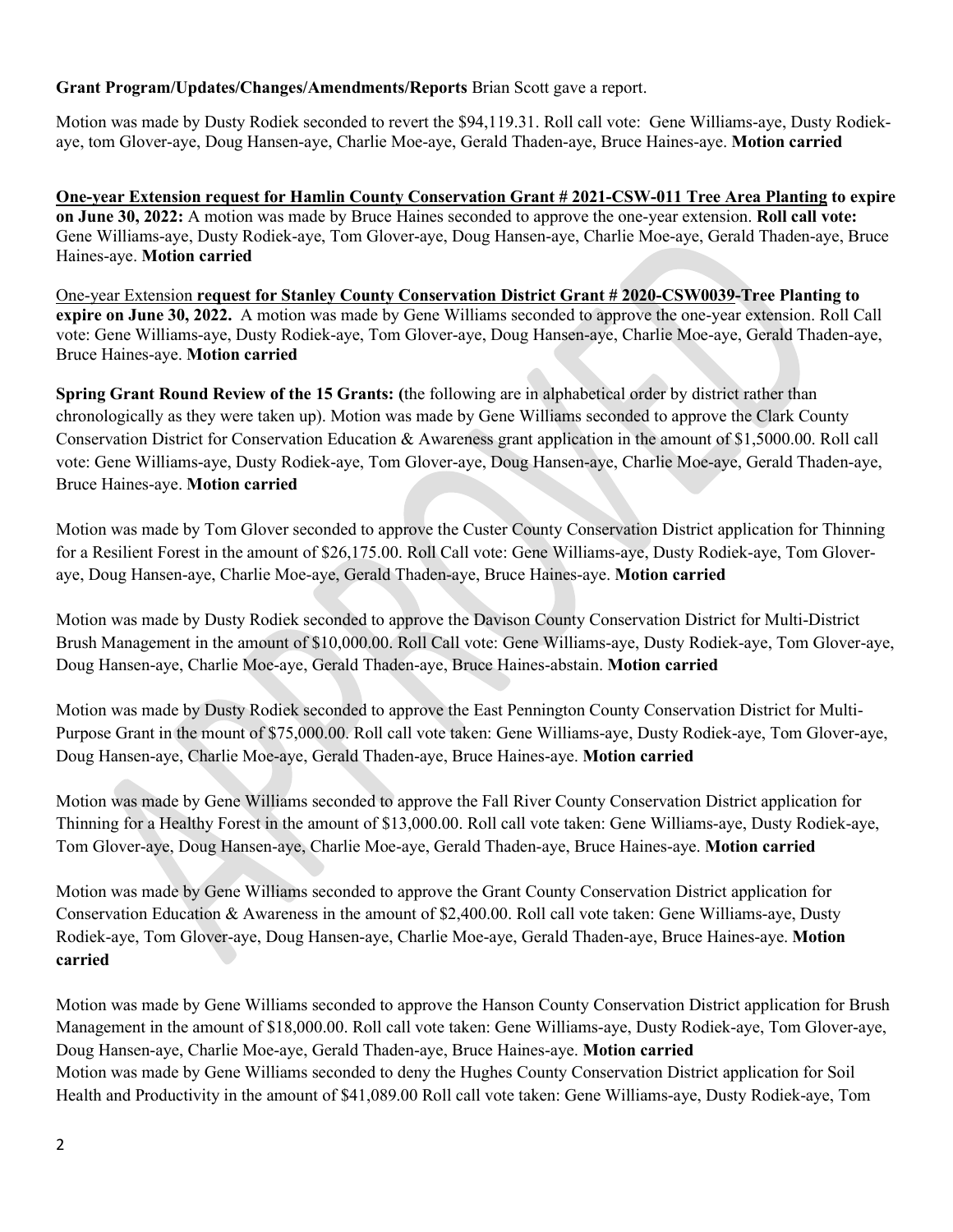**Grant Program/Updates/Changes/Amendments/Reports** Brian Scott gave a report.

Motion was made by Dusty Rodiek seconded to revert the $94,119.31. Roll call vote: Gene Williams-aye, Dusty Rodiek-aye, tom Glover-aye, Doug Hansen-aye, Charlie Moe-aye, Gerald Thaden-aye, Bruce Haines-aye. **Motion carried**

**One-year Extension request for Hamlin County Conservation Grant # 2021-CSW-011 Tree Area Planting to expire on June 30, 2022:** A motion was made by Bruce Haines seconded to approve the one-year extension. **Roll call vote:** Gene Williams-aye, Dusty Rodiek-aye, Tom Glover-aye, Doug Hansen-aye, Charlie Moe-aye, Gerald Thaden-aye, Bruce Haines-aye. **Motion carried**

One-year Extension **request for Stanley County Conservation District Grant # 2020-CSW0039-Tree Planting to expire on June 30, 2022.** A motion was made by Gene Williams seconded to approve the one-year extension. Roll Call vote: Gene Williams-aye, Dusty Rodiek-aye, Tom Glover-aye, Doug Hansen-aye, Charlie Moe-aye, Gerald Thaden-aye, Bruce Haines-aye. **Motion carried**

**Spring Grant Round Review of the 15 Grants: (**the following are in alphabetical order by district rather than chronologically as they were taken up). Motion was made by Gene Williams seconded to approve the Clark County Conservation District for Conservation Education & Awareness grant application in the amount of $1,5000.00. Roll call vote: Gene Williams-aye, Dusty Rodiek-aye, Tom Glover-aye, Doug Hansen-aye, Charlie Moe-aye, Gerald Thaden-aye, Bruce Haines-aye. **Motion carried**

Motion was made by Tom Glover seconded to approve the Custer County Conservation District application for Thinning for a Resilient Forest in the amount of $26,175.00. Roll Call vote: Gene Williams-aye, Dusty Rodiek-aye, Tom Glover-aye, Doug Hansen-aye, Charlie Moe-aye, Gerald Thaden-aye, Bruce Haines-aye. **Motion carried**

Motion was made by Dusty Rodiek seconded to approve the Davison County Conservation District for Multi-District Brush Management in the amount of $10,000.00. Roll Call vote: Gene Williams-aye, Dusty Rodiek-aye, Tom Glover-aye, Doug Hansen-aye, Charlie Moe-aye, Gerald Thaden-aye, Bruce Haines-abstain. **Motion carried**

Motion was made by Dusty Rodiek seconded to approve the East Pennington County Conservation District for Multi-Purpose Grant in the mount of $75,000.00. Roll call vote taken: Gene Williams-aye, Dusty Rodiek-aye, Tom Glover-aye, Doug Hansen-aye, Charlie Moe-aye, Gerald Thaden-aye, Bruce Haines-aye. **Motion carried**

Motion was made by Gene Williams seconded to approve the Fall River County Conservation District application for Thinning for a Healthy Forest in the amount of $13,000.00. Roll call vote taken: Gene Williams-aye, Dusty Rodiek-aye, Tom Glover-aye, Doug Hansen-aye, Charlie Moe-aye, Gerald Thaden-aye, Bruce Haines-aye. **Motion carried**

Motion was made by Gene Williams seconded to approve the Grant County Conservation District application for Conservation Education & Awareness in the amount of $2,400.00. Roll call vote taken: Gene Williams-aye, Dusty Rodiek-aye, Tom Glover-aye, Doug Hansen-aye, Charlie Moe-aye, Gerald Thaden-aye, Bruce Haines-aye. **Motion carried**

Motion was made by Gene Williams seconded to approve the Hanson County Conservation District application for Brush Management in the amount of $18,000.00. Roll call vote taken: Gene Williams-aye, Dusty Rodiek-aye, Tom Glover-aye, Doug Hansen-aye, Charlie Moe-aye, Gerald Thaden-aye, Bruce Haines-aye. **Motion carried**

Motion was made by Gene Williams seconded to deny the Hughes County Conservation District application for Soil Health and Productivity in the amount of $41,089.00 Roll call vote taken: Gene Williams-aye, Dusty Rodiek-aye, Tom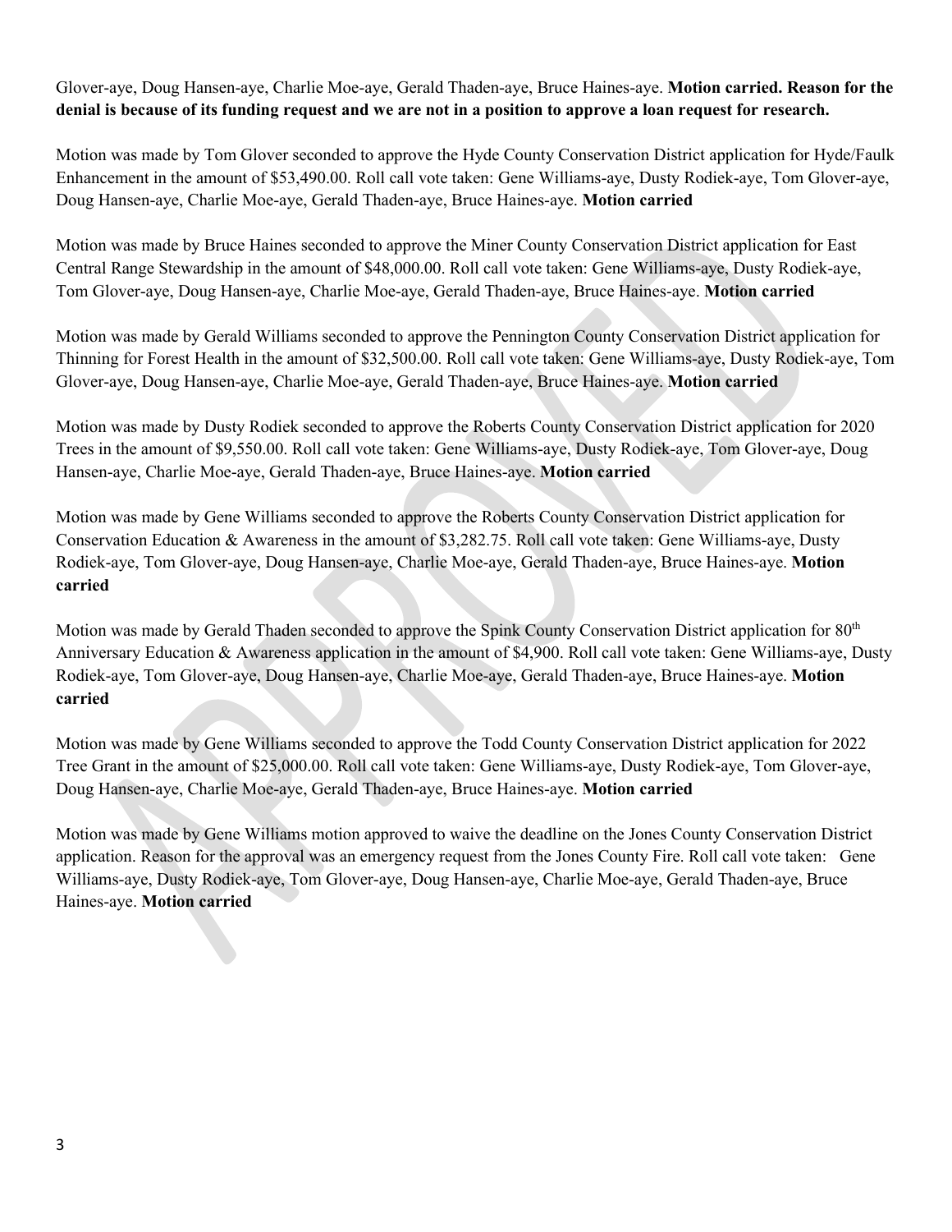Glover-aye, Doug Hansen-aye, Charlie Moe-aye, Gerald Thaden-aye, Bruce Haines-aye. **Motion carried. Reason for the denial is because of its funding request and we are not in a position to approve a loan request for research.**

Motion was made by Tom Glover seconded to approve the Hyde County Conservation District application for Hyde/Faulk Enhancement in the amount of $53,490.00. Roll call vote taken: Gene Williams-aye, Dusty Rodiek-aye, Tom Glover-aye, Doug Hansen-aye, Charlie Moe-aye, Gerald Thaden-aye, Bruce Haines-aye. **Motion carried**

Motion was made by Bruce Haines seconded to approve the Miner County Conservation District application for East Central Range Stewardship in the amount of $48,000.00. Roll call vote taken: Gene Williams-aye, Dusty Rodiek-aye, Tom Glover-aye, Doug Hansen-aye, Charlie Moe-aye, Gerald Thaden-aye, Bruce Haines-aye. **Motion carried**

Motion was made by Gerald Williams seconded to approve the Pennington County Conservation District application for Thinning for Forest Health in the amount of $32,500.00. Roll call vote taken: Gene Williams-aye, Dusty Rodiek-aye, Tom Glover-aye, Doug Hansen-aye, Charlie Moe-aye, Gerald Thaden-aye, Bruce Haines-aye. **Motion carried**

Motion was made by Dusty Rodiek seconded to approve the Roberts County Conservation District application for 2020 Trees in the amount of $9,550.00. Roll call vote taken: Gene Williams-aye, Dusty Rodiek-aye, Tom Glover-aye, Doug Hansen-aye, Charlie Moe-aye, Gerald Thaden-aye, Bruce Haines-aye. **Motion carried**

Motion was made by Gene Williams seconded to approve the Roberts County Conservation District application for Conservation Education & Awareness in the amount of $3,282.75. Roll call vote taken: Gene Williams-aye, Dusty Rodiek-aye, Tom Glover-aye, Doug Hansen-aye, Charlie Moe-aye, Gerald Thaden-aye, Bruce Haines-aye. **Motion carried**

Motion was made by Gerald Thaden seconded to approve the Spink County Conservation District application for 80th Anniversary Education & Awareness application in the amount of $4,900. Roll call vote taken: Gene Williams-aye, Dusty Rodiek-aye, Tom Glover-aye, Doug Hansen-aye, Charlie Moe-aye, Gerald Thaden-aye, Bruce Haines-aye. **Motion carried**

Motion was made by Gene Williams seconded to approve the Todd County Conservation District application for 2022 Tree Grant in the amount of $25,000.00. Roll call vote taken: Gene Williams-aye, Dusty Rodiek-aye, Tom Glover-aye, Doug Hansen-aye, Charlie Moe-aye, Gerald Thaden-aye, Bruce Haines-aye. **Motion carried**

Motion was made by Gene Williams motion approved to waive the deadline on the Jones County Conservation District application. Reason for the approval was an emergency request from the Jones County Fire. Roll call vote taken: Gene Williams-aye, Dusty Rodiek-aye, Tom Glover-aye, Doug Hansen-aye, Charlie Moe-aye, Gerald Thaden-aye, Bruce Haines-aye. **Motion carried**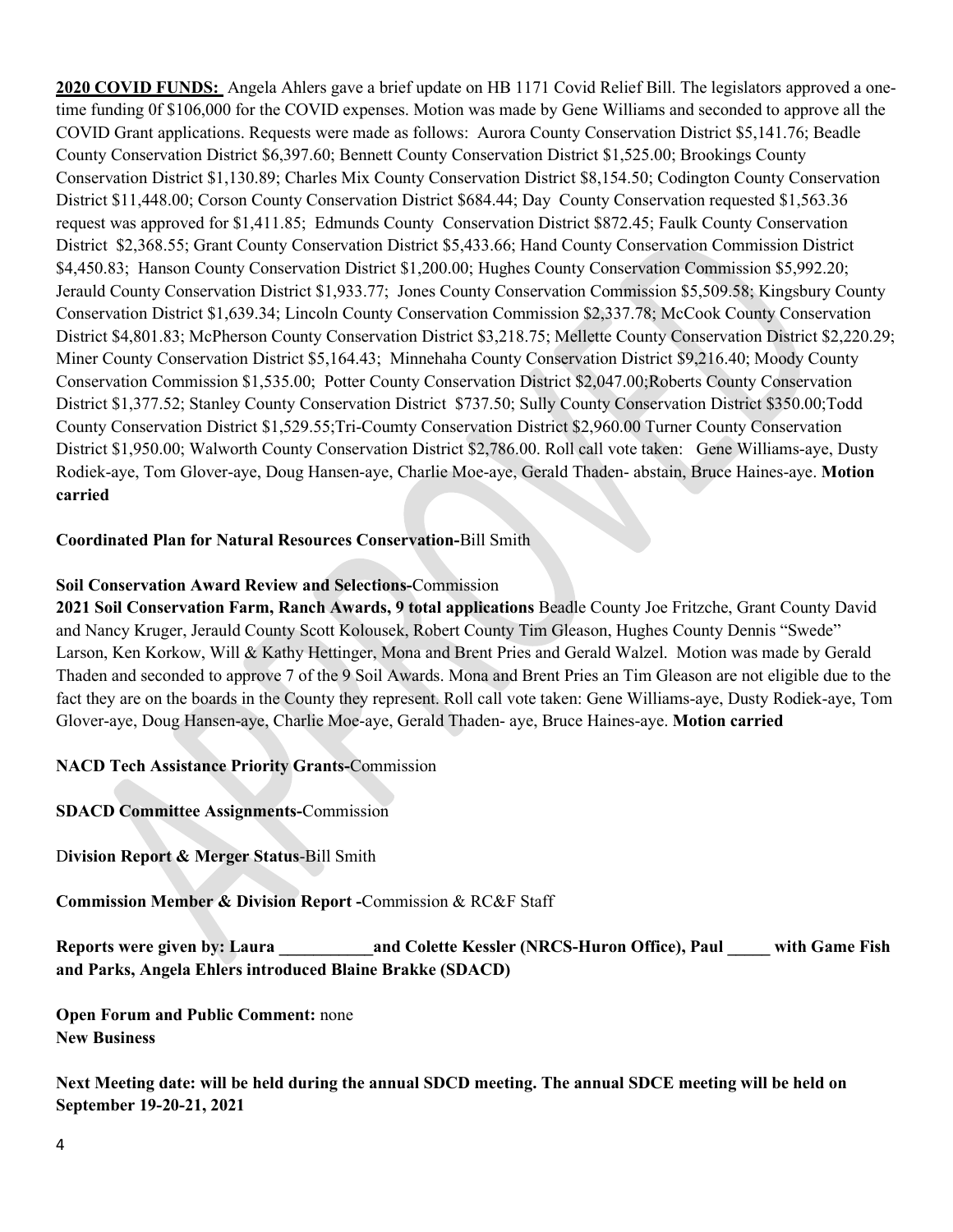**2020 COVID FUNDS:** Angela Ahlers gave a brief update on HB 1171 Covid Relief Bill. The legislators approved a one-time funding 0f $106,000 for the COVID expenses. Motion was made by Gene Williams and seconded to approve all the COVID Grant applications. Requests were made as follows: Aurora County Conservation District $5,141.76; Beadle County Conservation District $6,397.60; Bennett County Conservation District $1,525.00; Brookings County Conservation District $1,130.89; Charles Mix County Conservation District $8,154.50; Codington County Conservation District $11,448.00; Corson County Conservation District $684.44; Day County Conservation requested $1,563.36 request was approved for $1,411.85; Edmunds County Conservation District $872.45; Faulk County Conservation District $2,368.55; Grant County Conservation District $5,433.66; Hand County Conservation Commission District $4,450.83; Hanson County Conservation District $1,200.00; Hughes County Conservation Commission $5,992.20; Jerauld County Conservation District $1,933.77; Jones County Conservation Commission $5,509.58; Kingsbury County Conservation District $1,639.34; Lincoln County Conservation Commission $2,337.78; McCook County Conservation District $4,801.83; McPherson County Conservation District $3,218.75; Mellette County Conservation District $2,220.29; Miner County Conservation District $5,164.43; Minnehaha County Conservation District $9,216.40; Moody County Conservation Commission $1,535.00; Potter County Conservation District $2,047.00;Roberts County Conservation District $1,377.52; Stanley County Conservation District $737.50; Sully County Conservation District $350.00;Todd County Conservation District $1,529.55;Tri-Coumty Conservation District $2,960.00 Turner County Conservation District $1,950.00; Walworth County Conservation District $2,786.00. Roll call vote taken: Gene Williams-aye, Dusty Rodiek-aye, Tom Glover-aye, Doug Hansen-aye, Charlie Moe-aye, Gerald Thaden- abstain, Bruce Haines-aye. **Motion carried**

**Coordinated Plan for Natural Resources Conservation-**Bill Smith

**Soil Conservation Award Review and Selections-**Commission

**2021 Soil Conservation Farm, Ranch Awards, 9 total applications** Beadle County Joe Fritzche, Grant County David and Nancy Kruger, Jerauld County Scott Kolousek, Robert County Tim Gleason, Hughes County Dennis "Swede" Larson, Ken Korkow, Will & Kathy Hettinger, Mona and Brent Pries and Gerald Walzel. Motion was made by Gerald Thaden and seconded to approve 7 of the 9 Soil Awards. Mona and Brent Pries an Tim Gleason are not eligible due to the fact they are on the boards in the County they represent. Roll call vote taken: Gene Williams-aye, Dusty Rodiek-aye, Tom Glover-aye, Doug Hansen-aye, Charlie Moe-aye, Gerald Thaden- aye, Bruce Haines-aye. **Motion carried**

**NACD Tech Assistance Priority Grants-**Commission

**SDACD Committee Assignments-**Commission

D**ivision Report & Merger Status**-Bill Smith

**Commission Member & Division Report -**Commission & RC&F Staff

**Reports were given by: Laura ___________and Colette Kessler (NRCS-Huron Office), Paul _____ with Game Fish and Parks, Angela Ehlers introduced Blaine Brakke (SDACD)**

**Open Forum and Public Comment:** none

**New Business**

**Next Meeting date: will be held during the annual SDCD meeting. The annual SDCE meeting will be held on September 19-20-21, 2021**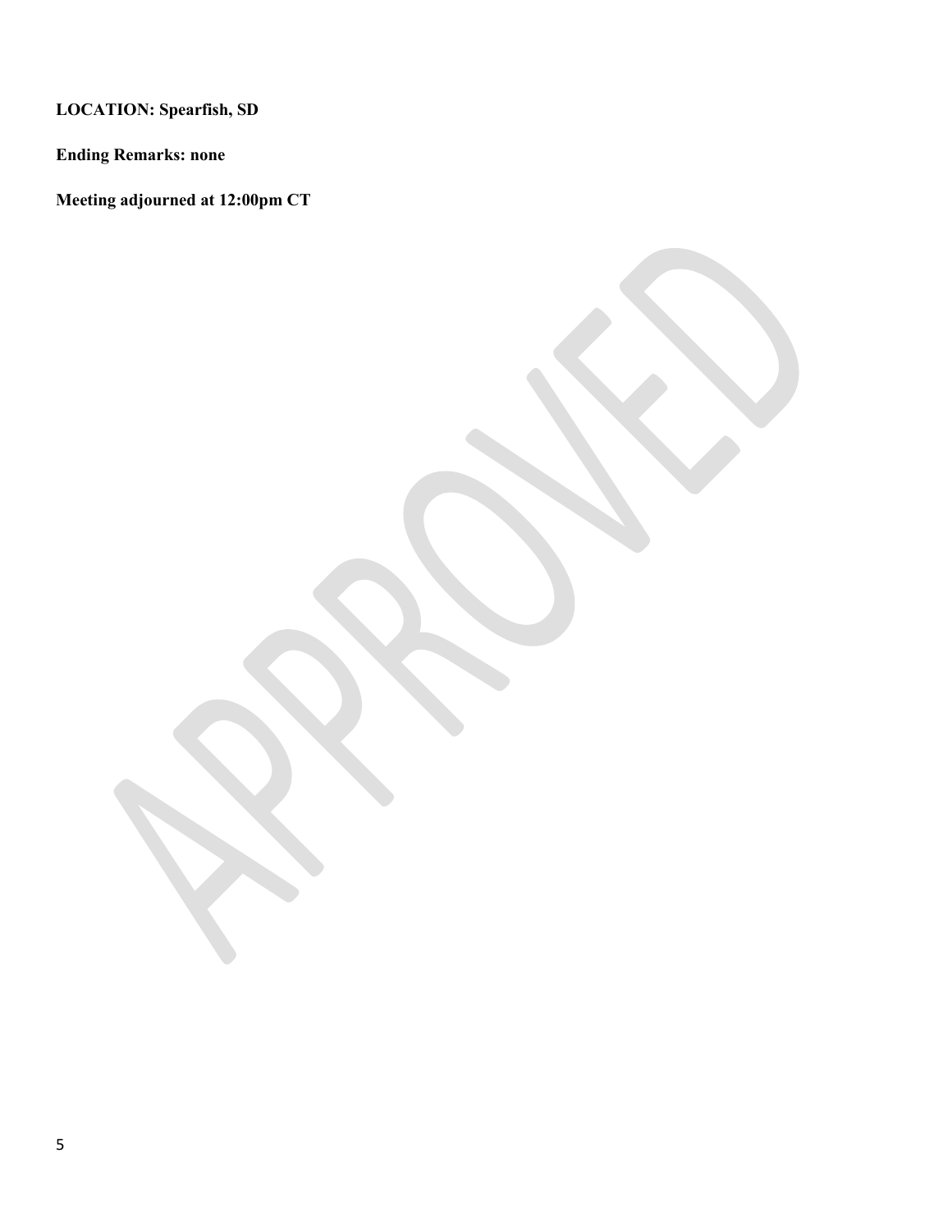**LOCATION: Spearfish, SD**

**Ending Remarks: none**

**Meeting adjourned at 12:00pm CT**